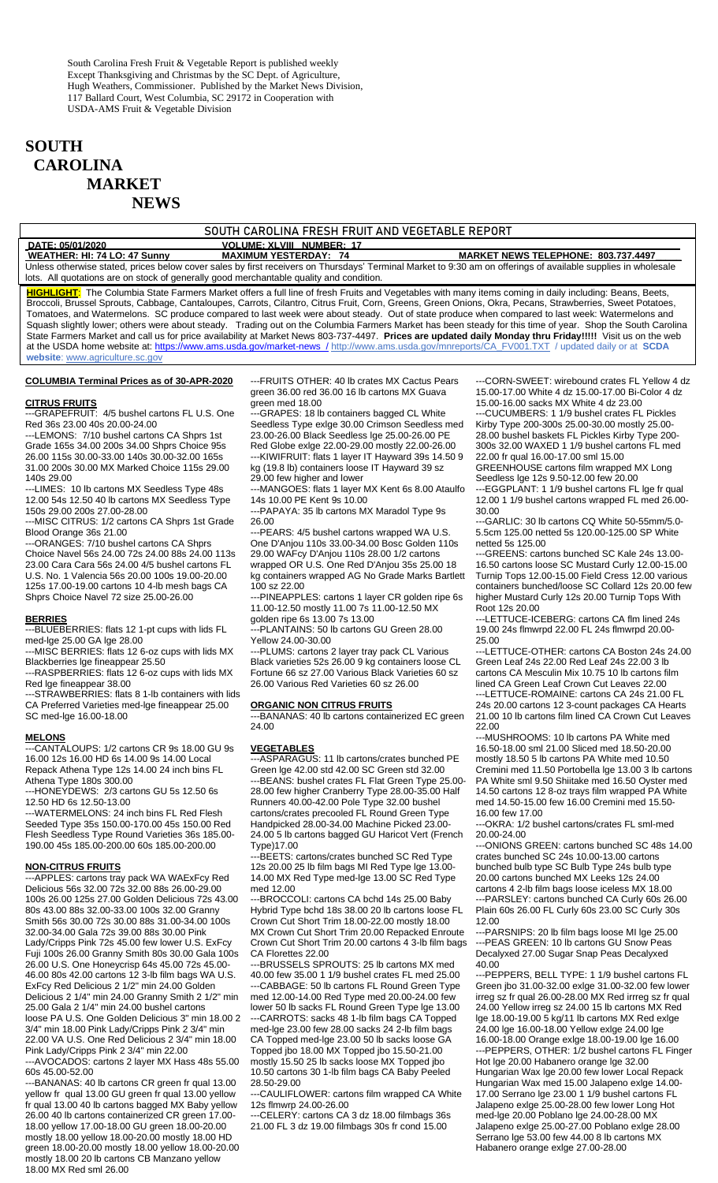South Carolina Fresh Fruit & Vegetable Report is published weekly
Except Thanksgiving and Christmas by the SC Dept. of Agriculture,
Hugh Weathers, Commissioner. Published by the Market News Division,
117 Ballard Court, West Columbia, SC 29172 in Cooperation with
USDA-AMS Fruit & Vegetable Division

# SOUTH CAROLINA MARKET NEWS

## SOUTH CAROLINA FRESH FRUIT AND VEGETABLE REPORT

**DATE: 05/01/2020** **VOLUME: XLVIII NUMBER: 17**

**WEATHER: HI: 74 LO: 47 Sunny** **MAXIMUM YESTERDAY: 74** **MARKET NEWS TELEPHONE: 803.737.4497**

Unless otherwise stated, prices below cover sales by first receivers on Thursdays' Terminal Market to 9:30 am on offerings of available supplies in wholesale lots. All quotations are on stock of generally good merchantable quality and condition.

**HIGHLIGHT**: The Columbia State Farmers Market offers a full line of fresh Fruits and Vegetables with many items coming in daily including: Beans, Beets, Broccoli, Brussel Sprouts, Cabbage, Cantaloupes, Carrots, Cilantro, Citrus Fruit, Corn, Greens, Green Onions, Okra, Pecans, Strawberries, Sweet Potatoes, Tomatoes, and Watermelons. SC produce compared to last week were about steady. Out of state produce when compared to last week: Watermelons and Squash slightly lower; others were about steady. Trading out on the Columbia Farmers Market has been steady for this time of year. Shop the South Carolina State Farmers Market and call us for price availability at Market News 803-737-4497. **Prices are updated daily Monday thru Friday!!!!!** Visit us on the web at the USDA home website at: https://www.ams.usda.gov/market-news / http://www.ams.usda.gov/mnreports/CA_FV001.TXT / updated daily or at **SCDA website**: www.agriculture.sc.gov

### COLUMBIA Terminal Prices as of 30-APR-2020

### CITRUS FRUITS

---GRAPEFRUIT: 4/5 bushel cartons FL U.S. One Red 36s 23.00 40s 20.00-24.00

---LEMONS: 7/10 bushel cartons CA Shprs 1st Grade 165s 34.00 200s 34.00 Shprs Choice 95s 26.00 115s 30.00-33.00 140s 30.00-32.00 165s 31.00 200s 30.00 MX Marked Choice 115s 29.00 140s 29.00

---LIMES: 10 lb cartons MX Seedless Type 48s 12.00 54s 12.50 40 lb cartons MX Seedless Type 150s 29.00 200s 27.00-28.00

---MISC CITRUS: 1/2 cartons CA Shprs 1st Grade Blood Orange 36s 21.00

---ORANGES: 7/10 bushel cartons CA Shprs Choice Navel 56s 24.00 72s 24.00 88s 24.00 113s 23.00 Cara Cara 56s 24.00 4/5 bushel cartons FL U.S. No. 1 Valencia 56s 20.00 100s 19.00-20.00 125s 17.00-19.00 cartons 10 4-lb mesh bags CA Shprs Choice Navel 72 size 25.00-26.00

### BERRIES

---BLUEBERRIES: flats 12 1-pt cups with lids FL med-lge 25.00 GA lge 28.00

---MISC BERRIES: flats 12 6-oz cups with lids MX Blackberries lge fineappear 25.50

---RASPBERRIES: flats 12 6-oz cups with lids MX Red lge fineappear 38.00

---STRAWBERRIES: flats 8 1-lb containers with lids CA Preferred Varieties med-lge fineappear 25.00 SC med-lge 16.00-18.00

### MELONS

---CANTALOUPS: 1/2 cartons CR 9s 18.00 GU 9s 16.00 12s 16.00 HD 6s 14.00 9s 14.00 Local Repack Athena Type 12s 14.00 24 inch bins FL Athena Type 180s 300.00

---HONEYDEWS: 2/3 cartons GU 5s 12.50 6s 12.50 HD 6s 12.50-13.00

---WATERMELONS: 24 inch bins FL Red Flesh Seeded Type 35s 150.00-170.00 45s 150.00 Red Flesh Seedless Type Round Varieties 36s 185.00-190.00 45s 185.00-200.00 60s 185.00-200.00

### NON-CITRUS FRUITS

---APPLES: cartons tray pack WA WAExFcy Red Delicious 56s 32.00 72s 32.00 88s 26.00-29.00 100s 26.00 125s 27.00 Golden Delicious 72s 43.00 80s 43.00 88s 32.00-33.00 100s 32.00 Granny Smith 56s 30.00 72s 30.00 88s 31.00-34.00 100s 32.00-34.00 Gala 72s 39.00 88s 30.00 Pink Lady/Cripps Pink 72s 45.00 few lower U.S. ExFcy Fuji 100s 26.00 Granny Smith 80s 30.00 Gala 100s 26.00 U.S. One Honeycrisp 64s 45.00 72s 45.00-46.00 80s 42.00 cartons 12 3-lb film bags WA U.S. ExFcy Red Delicious 2 1/2" min 24.00 Golden Delicious 2 1/4" min 24.00 Granny Smith 2 1/2" min 25.00 Gala 2 1/4" min 24.00 bushel cartons loose PA U.S. One Golden Delicious 3" min 18.00 2 3/4" min 18.00 Pink Lady/Cripps Pink 2 3/4" min 22.00 VA U.S. One Red Delicious 2 3/4" min 18.00 Pink Lady/Cripps Pink 2 3/4" min 22.00

---AVOCADOS: cartons 2 layer MX Hass 48s 55.00 60s 45.00-52.00

---BANANAS: 40 lb cartons CR green fr qual 13.00 yellow fr qual 13.00 GU green fr qual 13.00 yellow fr qual 13.00 40 lb cartons bagged MX Baby yellow 26.00 40 lb cartons containerized CR green 17.00-18.00 yellow 17.00-18.00 GU green 18.00-20.00 mostly 18.00 yellow 18.00-20.00 mostly 18.00 HD green 18.00-20.00 mostly 18.00 yellow 18.00-20.00 mostly 18.00 20 lb cartons CB Manzano yellow 18.00 MX Red sml 26.00

---FRUITS OTHER: 40 lb crates MX Cactus Pears green 36.00 red 36.00 16 lb cartons MX Guava green med 18.00

---GRAPES: 18 lb containers bagged CL White Seedless Type exlge 30.00 Crimson Seedless med 23.00-26.00 Black Seedless lge 25.00-26.00 PE Red Globe exlge 22.00-29.00 mostly 22.00-26.00

---KIWIFRUIT: flats 1 layer IT Hayward 39s 14.50 9 kg (19.8 lb) containers loose IT Hayward 39 sz 29.00 few higher and lower

---MANGOES: flats 1 layer MX Kent 6s 8.00 Ataulfo 14s 10.00 PE Kent 9s 10.00

---PAPAYA: 35 lb cartons MX Maradol Type 9s 26.00

---PEARS: 4/5 bushel cartons wrapped WA U.S. One D'Anjou 110s 33.00-34.00 Bosc Golden 110s 29.00 WAFcy D'Anjou 110s 28.00 1/2 cartons wrapped OR U.S. One Red D'Anjou 35s 25.00 18 kg containers wrapped AG No Grade Marks Bartlett 100 sz 22.00

---PINEAPPLES: cartons 1 layer CR golden ripe 6s 11.00-12.50 mostly 11.00 7s 11.00-12.50 MX golden ripe 6s 13.00 7s 13.00

---PLANTAINS: 50 lb cartons GU Green 28.00 Yellow 24.00-30.00

---PLUMS: cartons 2 layer tray pack CL Various Black varieties 52s 26.00 9 kg containers loose CL Fortune 66 sz 27.00 Various Black Varieties 60 sz 26.00 Various Red Varieties 60 sz 26.00

### ORGANIC NON CITRUS FRUITS

---BANANAS: 40 lb cartons containerized EC green 24.00

### VEGETABLES

---ASPARAGUS: 11 lb cartons/crates bunched PE Green lge 42.00 std 42.00 SC Green std 32.00

---BEANS: bushel crates FL Flat Green Type 25.00-28.00 few higher Cranberry Type 28.00-35.00 Half Runners 40.00-42.00 Pole Type 32.00 bushel cartons/crates precooled FL Round Green Type Handpicked 28.00-34.00 Machine Picked 23.00-24.00 5 lb cartons bagged GU Haricot Vert (French Type)17.00

---BEETS: cartons/crates bunched SC Red Type 12s 20.00 25 lb film bags MI Red Type lge 13.00-14.00 MX Red Type med-lge 13.00 SC Red Type med 12.00

---BROCCOLI: cartons CA bchd 14s 25.00 Baby Hybrid Type bchd 18s 38.00 20 lb cartons loose FL Crown Cut Short Trim 18.00-22.00 mostly 18.00 MX Crown Cut Short Trim 20.00 Repacked Enroute Crown Cut Short Trim 20.00 cartons 4 3-lb film bags CA Florettes 22.00

---BRUSSELS SPROUTS: 25 lb cartons MX med 40.00 few 35.00 1 1/9 bushel crates FL med 25.00

---CABBAGE: 50 lb cartons FL Round Green Type med 12.00-14.00 Red Type med 20.00-24.00 few lower 50 lb sacks FL Round Green Type lge 13.00

---CARROTS: sacks 48 1-lb film bags CA Topped med-lge 23.00 few 28.00 sacks 24 2-lb film bags CA Topped med-lge 23.00 50 lb sacks loose GA Topped jbo 18.00 MX Topped jbo 15.50-21.00 mostly 15.50 25 lb sacks loose MX Topped jbo 10.50 cartons 30 1-lb film bags CA Baby Peeled 28.50-29.00

---CAULIFLOWER: cartons film wrapped CA White 12s flmwrp 24.00-26.00

---CELERY: cartons CA 3 dz 18.00 filmbags 36s 21.00 FL 3 dz 19.00 filmbags 30s fr cond 15.00

---CORN-SWEET: wirebound crates FL Yellow 4 dz 15.00-17.00 White 4 dz 15.00-17.00 Bi-Color 4 dz 15.00-16.00 sacks MX White 4 dz 23.00

---CUCUMBERS: 1 1/9 bushel crates FL Pickles Kirby Type 200-300s 25.00-30.00 mostly 25.00-28.00 bushel baskets FL Pickles Kirby Type 200-300s 32.00 WAXED 1 1/9 bushel cartons FL med 22.00 fr qual 16.00-17.00 sml 15.00 GREENHOUSE cartons film wrapped MX Long Seedless lge 12s 9.50-12.00 few 20.00

---EGGPLANT: 1 1/9 bushel cartons FL lge fr qual 12.00 1 1/9 bushel cartons wrapped FL med 26.00-30.00

---GARLIC: 30 lb cartons CQ White 50-55mm/5.0-5.5cm 125.00 netted 5s 120.00-125.00 SP White netted 5s 125.00

---GREENS: cartons bunched SC Kale 24s 13.00-16.50 cartons loose SC Mustard Curly 12.00-15.00 Turnip Tops 12.00-15.00 Field Cress 12.00 various containers bunched/loose SC Collard 12s 20.00 few higher Mustard Curly 12s 20.00 Turnip Tops With Root 12s 20.00

---LETTUCE-ICEBERG: cartons CA flm lined 24s 19.00 24s flmwrpd 22.00 FL 24s flmwrpd 20.00-25.00

---LETTUCE-OTHER: cartons CA Boston 24s 24.00 Green Leaf 24s 22.00 Red Leaf 24s 22.00 3 lb cartons CA Mesculin Mix 10.75 10 lb cartons film lined CA Green Leaf Crown Cut Leaves 22.00

---LETTUCE-ROMAINE: cartons CA 24s 21.00 FL 24s 20.00 cartons 12 3-count packages CA Hearts 21.00 10 lb cartons film lined CA Crown Cut Leaves 22.00

---MUSHROOMS: 10 lb cartons PA White med 16.50-18.00 sml 21.00 Sliced med 18.50-20.00 mostly 18.50 5 lb cartons PA White med 10.50 Cremini med 11.50 Portobella lge 13.00 3 lb cartons PA White sml 9.50 Shiitake med 16.50 Oyster med 14.50 cartons 12 8-oz trays film wrapped PA White med 14.50-15.00 few 16.00 Cremini med 15.50-16.00 few 17.00

---OKRA: 1/2 bushel cartons/crates FL sml-med 20.00-24.00

---ONIONS GREEN: cartons bunched SC 48s 14.00 crates bunched SC 24s 10.00-13.00 cartons bunched bulb type SC Bulb Type 24s bulb type 20.00 cartons bunched MX Leeks 12s 24.00 cartons 4 2-lb film bags loose iceless MX 18.00

---PARSLEY: cartons bunched CA Curly 60s 26.00 Plain 60s 26.00 FL Curly 60s 23.00 SC Curly 30s 12.00

---PARSNIPS: 20 lb film bags loose MI lge 25.00

---PEAS GREEN: 10 lb cartons GU Snow Peas Decalyxed 27.00 Sugar Snap Peas Decalyxed 40.00

---PEPPERS, BELL TYPE: 1 1/9 bushel cartons FL Green jbo 31.00-32.00 exlge 31.00-32.00 few lower irreg sz fr qual 26.00-28.00 MX Red irrreg sz fr qual 24.00 Yellow irreg sz 24.00 15 lb cartons MX Red lge 18.00-19.00 5 kg/11 lb cartons MX Red exlge 24.00 lge 16.00-18.00 Yellow exlge 24.00 lge 16.00-18.00 Orange exlge 18.00-19.00 lge 16.00

---PEPPERS, OTHER: 1/2 bushel cartons FL Finger Hot lge 20.00 Habanero orange lge 32.00 Hungarian Wax lge 20.00 few lower Local Repack Hungarian Wax med 15.00 Jalapeno exlge 14.00-17.00 Serrano lge 23.00 1 1/9 bushel cartons FL Jalapeno exlge 25.00-28.00 few lower Long Hot med-lge 20.00 Poblano lge 24.00-28.00 MX Jalapeno exlge 25.00-27.00 Poblano exlge 28.00 Serrano lge 53.00 few 44.00 8 lb cartons MX Habanero orange exlge 27.00-28.00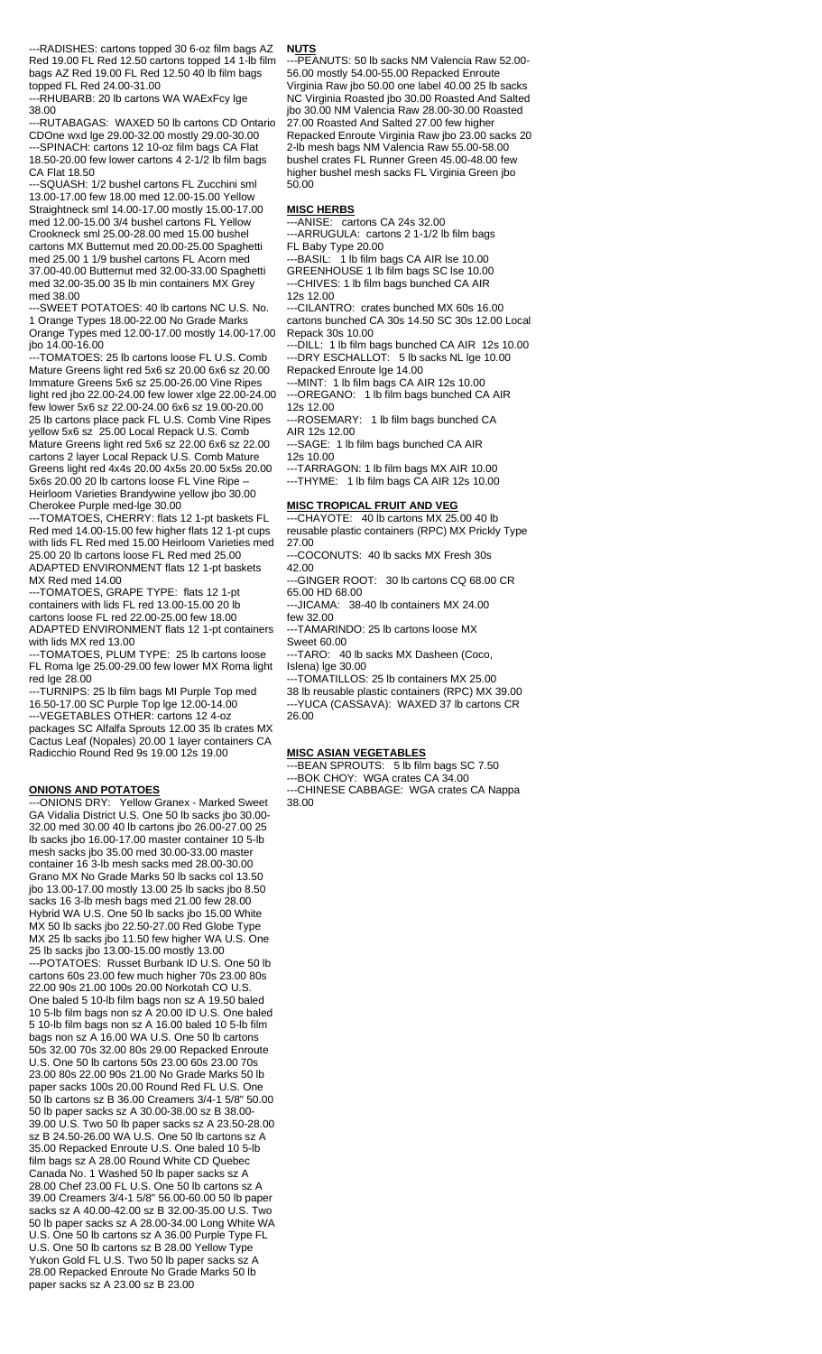---RADISHES: cartons topped 30 6-oz film bags AZ Red 19.00 FL Red 12.50 cartons topped 14 1-lb film bags AZ Red 19.00 FL Red 12.50 40 lb film bags topped FL Red 24.00-31.00

---RHUBARB: 20 lb cartons WA WAExFcy lge 38.00

---RUTABAGAS: WAXED 50 lb cartons CD Ontario CDOne wxd lge 29.00-32.00 mostly 29.00-30.00

---SPINACH: cartons 12 10-oz film bags CA Flat 18.50-20.00 few lower cartons 4 2-1/2 lb film bags CA Flat 18.50

---SQUASH: 1/2 bushel cartons FL Zucchini sml 13.00-17.00 few 18.00 med 12.00-15.00 Yellow Straightneck sml 14.00-17.00 mostly 15.00-17.00 med 12.00-15.00 3/4 bushel cartons FL Yellow Crookneck sml 25.00-28.00 med 15.00 bushel cartons MX Butternut med 20.00-25.00 Spaghetti med 25.00 1 1/9 bushel cartons FL Acorn med 37.00-40.00 Butternut med 32.00-33.00 Spaghetti med 32.00-35.00 35 lb min containers MX Grey med 38.00

---SWEET POTATOES: 40 lb cartons NC U.S. No. 1 Orange Types 18.00-22.00 No Grade Marks Orange Types med 12.00-17.00 mostly 14.00-17.00 jbo 14.00-16.00

---TOMATOES: 25 lb cartons loose FL U.S. Comb Mature Greens light red 5x6 sz 20.00 6x6 sz 20.00 Immature Greens 5x6 sz 25.00-26.00 Vine Ripes light red jbo 22.00-24.00 few lower xlge 22.00-24.00 few lower 5x6 sz 22.00-24.00 6x6 sz 19.00-20.00 25 lb cartons place pack FL U.S. Comb Vine Ripes yellow 5x6 sz 25.00 Local Repack U.S. Comb Mature Greens light red 5x6 sz 22.00 6x6 sz 22.00 cartons 2 layer Local Repack U.S. Comb Mature Greens light red 4x4s 20.00 4x5s 20.00 5x5s 20.00 5x6s 20.00 20 lb cartons loose FL Vine Ripe – Heirloom Varieties Brandywine yellow jbo 30.00 Cherokee Purple med-lge 30.00

---TOMATOES, CHERRY: flats 12 1-pt baskets FL Red med 14.00-15.00 few higher flats 12 1-pt cups with lids FL Red med 15.00 Heirloom Varieties med 25.00 20 lb cartons loose FL Red med 25.00 ADAPTED ENVIRONMENT flats 12 1-pt baskets MX Red med 14.00

---TOMATOES, GRAPE TYPE: flats 12 1-pt containers with lids FL red 13.00-15.00 20 lb cartons loose FL red 22.00-25.00 few 18.00 ADAPTED ENVIRONMENT flats 12 1-pt containers with lids MX red 13.00

---TOMATOES, PLUM TYPE: 25 lb cartons loose FL Roma lge 25.00-29.00 few lower MX Roma light red lge 28.00

---TURNIPS: 25 lb film bags MI Purple Top med 16.50-17.00 SC Purple Top lge 12.00-14.00

---VEGETABLES OTHER: cartons 12 4-oz packages SC Alfalfa Sprouts 12.00 35 lb crates MX Cactus Leaf (Nopales) 20.00 1 layer containers CA Radicchio Round Red 9s 19.00 12s 19.00

**ONIONS AND POTATOES**

---ONIONS DRY: Yellow Granex - Marked Sweet GA Vidalia District U.S. One 50 lb sacks jbo 30.00-32.00 med 30.00 40 lb cartons jbo 26.00-27.00 25 lb sacks jbo 16.00-17.00 master container 10 5-lb mesh sacks jbo 35.00 med 30.00-33.00 master container 16 3-lb mesh sacks med 28.00-30.00 Grano MX No Grade Marks 50 lb sacks col 13.50 jbo 13.00-17.00 mostly 13.00 25 lb sacks jbo 8.50 sacks 16 3-lb mesh bags med 21.00 few 28.00 Hybrid WA U.S. One 50 lb sacks jbo 15.00 White MX 50 lb sacks jbo 22.50-27.00 Red Globe Type MX 25 lb sacks jbo 11.50 few higher WA U.S. One 25 lb sacks jbo 13.00-15.00 mostly 13.00

---POTATOES: Russet Burbank ID U.S. One 50 lb cartons 60s 23.00 few much higher 70s 23.00 80s 22.00 90s 21.00 100s 20.00 Norkotah CO U.S. One baled 5 10-lb film bags non sz A 19.50 baled 10 5-lb film bags non sz A 20.00 ID U.S. One baled 5 10-lb film bags non sz A 16.00 baled 10 5-lb film bags non sz A 16.00 WA U.S. One 50 lb cartons 50s 32.00 70s 32.00 80s 29.00 Repacked Enroute U.S. One 50 lb cartons 50s 23.00 60s 23.00 70s 23.00 80s 22.00 90s 21.00 No Grade Marks 50 lb paper sacks 100s 20.00 Round Red FL U.S. One 50 lb cartons sz B 36.00 Creamers 3/4-1 5/8" 50.00 50 lb paper sacks sz A 30.00-38.00 sz B 38.00-39.00 U.S. Two 50 lb paper sacks sz A 23.50-28.00 sz B 24.50-26.00 WA U.S. One 50 lb cartons sz A 35.00 Repacked Enroute U.S. One baled 10 5-lb film bags sz A 28.00 Round White CD Quebec Canada No. 1 Washed 50 lb paper sacks sz A 28.00 Chef 23.00 FL U.S. One 50 lb cartons sz A 39.00 Creamers 3/4-1 5/8" 56.00-60.00 50 lb paper sacks sz A 40.00-42.00 sz B 32.00-35.00 U.S. Two 50 lb paper sacks sz A 28.00-34.00 Long White WA U.S. One 50 lb cartons sz A 36.00 Purple Type FL U.S. One 50 lb cartons sz B 28.00 Yellow Type Yukon Gold FL U.S. Two 50 lb paper sacks sz A 28.00 Repacked Enroute No Grade Marks 50 lb paper sacks sz A 23.00 sz B 23.00

**NUTS**

---PEANUTS: 50 lb sacks NM Valencia Raw 52.00-56.00 mostly 54.00-55.00 Repacked Enroute Virginia Raw jbo 50.00 one label 40.00 25 lb sacks NC Virginia Roasted jbo 30.00 Roasted And Salted jbo 30.00 NM Valencia Raw 28.00-30.00 Roasted 27.00 Roasted And Salted 27.00 few higher Repacked Enroute Virginia Raw jbo 23.00 sacks 20 2-lb mesh bags NM Valencia Raw 55.00-58.00 bushel crates FL Runner Green 45.00-48.00 few higher bushel mesh sacks FL Virginia Green jbo 50.00

**MISC HERBS**

---ANISE: cartons CA 24s 32.00

---ARRUGULA: cartons 2 1-1/2 lb film bags FL Baby Type 20.00

---BASIL: 1 lb film bags CA AIR lse 10.00 GREENHOUSE 1 lb film bags SC lse 10.00

---CHIVES: 1 lb film bags bunched CA AIR 12s 12.00

---CILANTRO: crates bunched MX 60s 16.00 cartons bunched CA 30s 14.50 SC 30s 12.00 Local Repack 30s 10.00

---DILL: 1 lb film bags bunched CA AIR 12s 10.00

---DRY ESCHALLOT: 5 lb sacks NL lge 10.00 Repacked Enroute lge 14.00

---MINT: 1 lb film bags CA AIR 12s 10.00

---OREGANO: 1 lb film bags bunched CA AIR 12s 12.00

---ROSEMARY: 1 lb film bags bunched CA AIR 12s 12.00

---SAGE: 1 lb film bags bunched CA AIR 12s 10.00

---TARRAGON: 1 lb film bags MX AIR 10.00

---THYME: 1 lb film bags CA AIR 12s 10.00

**MISC TROPICAL FRUIT AND VEG**

---CHAYOTE: 40 lb cartons MX 25.00 40 lb reusable plastic containers (RPC) MX Prickly Type 27.00

---COCONUTS: 40 lb sacks MX Fresh 30s 42.00

---GINGER ROOT: 30 lb cartons CQ 68.00 CR 65.00 HD 68.00

---JICAMA: 38-40 lb containers MX 24.00 few 32.00

---TAMARINDO: 25 lb cartons loose MX Sweet 60.00

---TARO: 40 lb sacks MX Dasheen (Coco, Islena) lge 30.00

---TOMATILLOS: 25 lb containers MX 25.00 38 lb reusable plastic containers (RPC) MX 39.00

---YUCA (CASSAVA): WAXED 37 lb cartons CR 26.00

**MISC ASIAN VEGETABLES**

---BEAN SPROUTS: 5 lb film bags SC 7.50

---BOK CHOY: WGA crates CA 34.00

---CHINESE CABBAGE: WGA crates CA Nappa 38.00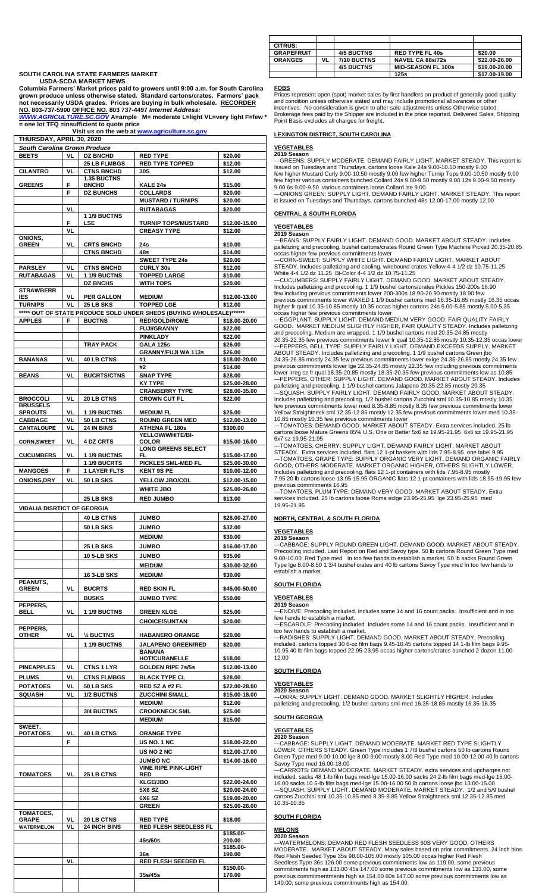## SOUTH CAROLINA STATE FARMERS MARKET
### USDA-SCDA MARKET NEWS

**Columbia Farmers' Market prices paid to growers until 9:00 a.m. for South Carolina grown produce unless otherwise stated. Standard cartons/crates. Farmers' pack not necessarily USDA grades. Prices are buying in bulk wholesale. RECORDER NO. 803-737-5900 OFFICE NO. 803 737-4497 *Internet Address:* *WWW.AGRICULTURE.SC.GOV* A=ample M= moderate L=light VL=very light F=few * = one lot TFQ =insufficient to quote price**

**Visit us on the web at www.agriculture.sc.gov**

| THURSDAY, APRIL 30, 2020 | | | | |
|---|---|---|---|---|
| ***South Carolina Grown Produce*** | | | | |
| **BEETS** | **VL** | **DZ BNCHD** | **RED TYPE** | **$20.00** |
| | | **25 LB FLMBGS** | **RED TYPE TOPPED** | **$12.00** |
| **CILANTRO** | **VL** | **CTNS BNCHD** | **30S** | **$12.00** |
| **GREENS** | **F** | **1.35 BUCTNS BNCHD** | **KALE 24s** | **$15.00** |
| | **F** | **DZ BUNCHS** | **COLLARDS** | **$20.00** |
| | | | **MUSTARD / TURNIPS** | **$20.00** |
| | **VL** | | **RUTABAGAS** | **$20.00** |
| | **F** | **1 1/9 BUCTNS LSE** | **TURNIP TOPS/MUSTARD** | **$12.00-15.00** |
| | **VL** | | **CREASY TYPE** | **$12.00** |
| **ONIONS, GREEN** | **VL** | **CRTS BNCHD** | **24s** | **$10.00** |
| | | **CTNS BNCHD** | **48s** | **$14.00** |
| | | | **SWEET TYPE 24s** | **$20.00** |
| **PARSLEY** | **VL** | **CTNS BNCHD** | **CURLY 30s** | **$12.00** |
| **RUTABAGAS** | **VL** | **1 1/9 BUCTNS** | **TOPPED LARGE** | **$10.00** |
| | | **DZ BNCHS** | **WITH TOPS** | **$20.00** |
| **STRAWBERRIES** | **VL** | **PER GALLON** | **MEDIUM** | **$12.00-13.00** |
| **TURNIPS** | **VL** | **25 LB SKS** | **TOPPED LGE** | **$12.00** |
| **\*\*\*\*\* OUT OF STATE PRODUCE SOLD UNDER SHEDS (BUYING WHOLESALE)\*\*\*\*\*\*** | | | | |
| **APPLES** | **F** | **BUCTNS** | **RED/GOLD/ROME** | **$18.00-20.00** |
| | | | **FUJI/GRANNY** | **$22.00** |
| | | | **PINKLADY** | **$22.00** |
| | | **TRAY PACK** | **GALA 125s** | **$26.00** |
| | | | **GRANNY/FUJI WA 113s** | **$26.00** |
| **BANANAS** | **VL** | **40 LB CTNS** | **#1** | **$18.00-20.00** |
| | | | **#2** | **$14.00** |
| **BEANS** | **VL** | **BUCRTS/CTNS** | **SNAP TYPE** | **$28.00** |
| | | | **KY TYPE** | **$25.00-28.00** |
| | | | **CRANBERRY TYPE** | **$28.00-35.00** |
| **BROCCOLI** | **VL** | **20 LB CTNS** | **CROWN CUT FL** | **$22.00** |
| **BRUSSELS SPROUTS** | **VL** | **1 1/9 BUCTNS** | **MEDIUM FL** | **$25.00** |
| **CABBAGE** | **VL** | **50 LB CTNS** | **ROUND GREEN MED** | **$12.00-13.00** |
| **CANTALOUPE** | **VL** | **24 IN BINS** | **ATHENA FL 180s** | **$300.00** |
| **CORN,SWEET** | **VL** | **4 DZ CRTS** | **YELLOW/WHITE/BI-COLOR** | **$15.00-16.00** |
| **CUCUMBERS** | **VL** | **1 1/9 BUCTNS** | **LONG GREENS SELECT FL** | **$15.00-17.00** |
| | | **1 1/9 BUCRTS** | **PICKLES SML-MED FL** | **$25.00-30.00** |
| **MANGOES** | **F** | **1 LAYER FLTS** | **KENT 9S PE** | **$10.00-12.00** |
| **ONIONS,DRY** | **VL** | **50 LB SKS** | **YELLOW JBO/COL** | **$12.00-15.00** |
| | | | **WHITE JBO** | **$25.00-26.00** |
| | | **25 LB SKS** | **RED JUMBO** | **$13.00** |
| **VIDALIA DISRTICT OF GEORGIA** | | | | |
| | | **40 LB CTNS** | **JUMBO** | **$26.00-27.00** |
| | | **50 LB SKS** | **JUMBO** | **$32.00** |
| | | | **MEDIUM** | **$30.00** |
| | | **25 LB SKS** | **JUMBO** | **$16.00-17.00** |
| | | **10 5-LB SKS** | **JUMBO** | **$35.00** |
| | | | **MEIDUM** | **$30.00-32.00** |
| | | **16 3-LB SKS** | **MEDIUM** | **$30.00** |
| **PEANUTS, GREEN** | **VL** | **BUCRTS** | **RED SKIN FL** | **$45.00-50.00** |
| | | **BUSKS** | **JUMBO TYPE** | **$50.00** |
| **PEPPERS, BELL** | **VL** | **1 1/9 BUCTNS** | **GREEN XLGE** | **$25.00** |
| | | | **CHOICE/SUNTAN** | **$20.00** |
| **PEPPERS, OTHER** | **VL** | **½ BUCTNS** | **HABANERO ORANGE** | **$20.00** |
| | | **1 1/9 BUCTNS** | **JALAPENO GREEN/RED** | **$20.00** |
| | | | **BANANA HOT/CUBANELLE** | **$18.00** |
| **PINEAPPLES** | **VL** | **CTNS 1 LYR** | **GOLDEN RIPE 7s/5s** | **$12.00-13.00** |
| **PLUMS** | **VL** | **CTNS FLMBGS** | **BLACK TYPE CL** | **$28.00** |
| **POTATOES** | **VL** | **50 LB SKS** | **RED SZ A #2 FL** | **$22.00-28.00** |
| **SQUASH** | **VL** | **1/2 BUCTNS** | **ZUCCHINI SMALL** | **$15.00-18.00** |
| | | | **MEDIUM** | **$12.00** |
| | | **3/4 BUCTNS** | **CROOKNECK SML** | **$25.00** |
| | | | **MEDIUM** | **$15.00** |
| **SWEET, POTATOES** | **VL** | **40 LB CTNS** | **ORANGE TYPE** | |
| | **F** | | **US NO. 1 NC** | **$18.00-22.00** |
| | | | **US NO 2 NC** | **$12.00-17.00** |
| | | | **JUMBO NC** | **$14.00-16.00** |
| **TOMATOES** | **VL** | **25 LB CTNS** | **VINE RIPE PINK-LIGHT RED** | |
| | | | **XLGE/JBO** | **$22.00-24.00** |
| | | | **5X6 SZ** | **$20.00-24.00** |
| | | | **6X6 SZ** | **$19.00-20.00** |
| | | | **GREEN** | **$25.00-26.00** |
| **TOMATOES, GRAPE** | **VL** | **20 LB CTNS** | **RED TYPE** | **$18.00** |
| **WATERMELON** | **VL** | **24 INCH BINS** | **RED FLESH SEEDLESS FL** | |
| | | | **45s/60s** | **$185.00-200.00** |
| | | | **36s** | **$185.00-190.00** |
| | **VL** | | **RED FLESH SEEDED FL** | |
| | | | **35s/45s** | **$150.00-170.00** |

| | | | | |
|---|---|---|---|---|
| **CITRUS:** | | | | |
| **GRAPEFRUIT** | | **4/5 BUCTNS** | **RED TYPE FL 40s** | **$20.00** |
| **ORANGES** | **VL** | **7/10 BUCTNS** | **NAVEL CA 88s/72s** | **$22.00-26.00** |
| | | **4/5 BUCTNS** | **MID-SEASON FL 100s** | **$19.00-20.00** |
| | | | **125s** | **$17.00-19.00** |

## FOBS

Prices represent open (spot) market sales by first handlers on product of generally good quality and condition unless otherwise stated and may include promotional allowances or other incentives. No consideration is given to after-sale adjustments unless Otherwise stated. Brokerage fees paid by the Shipper are included in the price reported. Delivered Sales, Shipping Point Basis excludes all charges for freight.

## LEXINGTON DISTRICT, SOUTH CAROLINA

### VEGETABLES
**2019 Season**

---GREENS: SUPPLY MODERATE. DEMAND FAIRLY LIGHT. MARKET STEADY. This report is Issued on Tuesdays and Thursdays. cartons loose Kale 24s 9.00-10.50 mostly 9.00 few higher Mustard Curly 9.00-10.50 mostly 9.00 few higher Turnip Tops 9.00-10.50 mostly 9.00 few higher various containers bunched Collard 24s 9.00-9.50 mostly 9.00 12s 9.00-9.50 mostly 9.00 6s 9.00-9.50 various containers loose Collard lse 9.00

---ONIONS GREEN: SUPPLY LIGHT. DEMAND FAIRLY LIGHT. MARKET STEADY. This report is issued on Tuesdays and Thursdays. cartons bunched 48s 12.00-17.00 mostly 12.00

## CENTRAL & SOUTH FLORIDA

### VEGETABLES
**2019 Season**

---BEANS: SUPPLY FAIRLY LIGHT. DEMAND GOOD. MARKET ABOUT STEADY. Includes palletizing and precooling. bushel cartons/crates Round Green Type Machine Picked 20.35-20.85 occas higher few previous commitments lower

---CORN-SWEET: SUPPLY WHITE LIGHT. DEMAND FAIRLY LIGHT. MARKET ABOUT STEADY. Includes palletizing and cooling. wirebound crates Yellow 4-4 1/2 dz 10.75-11.25 White 4-4 1/2 dz 11.25 Bi-Color 4-4 1/2 dz 10.75-11.25

---CUCUMBERS: SUPPLY FAIRLY LIGHT. DEMAND GOOD. MARKET ABOUT STEADY. Includes palletizing and precooling. 1 1/9 bushel cartons Pickles 150-200s 16.90 few including previous commitments lower 200-300s 18.90-20.90 mostly 18.90 few previous commitments lower WAXED 1 1/9 bushel cartons med 16.35-16.85 mostly 16.35 occas higher fr qual 10.35-10.85 mostly 10.35 occas higher cartons 24s 5.00-5.85 mostly 5.00-5.35 occas higher few previous commitments lower

---EGGPLANT: SUPPLY LIGHT. DEMAND MEDIUM VERY GOOD, FAIR QUALITY FAIRLY GOOD. MARKET MEDIUM SLIGHTLY HIGHER, FAIR QUALITY STEADY. Includes palletizing and precooling. Medium are wrapped. 1 1/9 bushel cartons med 20.35-24.85 mostly 20.35-22.35 few previous commitments lower fr qual 10.35-12.85 mostly 10.35-12.35 occas lower

---PEPPERS, BELL TYPE: SUPPLY FAIRLY LIGHT. DEMAND EXCEEDS SUPPLY. MARKET ABOUT STEADY. Includes palletizing and precooling. 1 1/9 bushel cartons Green jbo 24.35-26.85 mostly 24.35 few previous commitments lower exlge 24.35-26.85 mostly 24.35 few previous commitments lower lge 22.35-24.85 mostly 22.35 few including previous commitments lower irreg sz fr qual 18.35-20.85 mostly 18.35-20.35 few previous commitments low as 10.85

---PEPPERS, OTHER: SUPPLY LIGHT. DEMAND GOOD. MARKET ABOUT STEADY. Includes palletizing and precooling. 1 1/9 bushel cartons Jalapeno 20.35-22.85 mostly 20.35

---SQUASH: SUPPLY FAIRLY LIGHT. DEMAND FAIRLY GOOD. MARKET ABOUT STEADY. Includes palletizing and precooling. 1/2 bushel cartons Zucchini sml 10.35-10.85 mostly 10.35 few previous commitments lower med 8.35-8.85 mostly 8.35 few previous commitments lower Yellow Straightneck sml 12.35-12.85 mostly 12.35 few previous commitments lower med 10.35-10.85 mostly 10.35 few previous commitments lower

---TOMATOES: DEMAND GOOD. MARKET ABOUT STEADY. Extra services included. 25 lb cartons loose Mature Greens 85% U.S. One or Better 5x6 sz 19.95-21.95 6x6 sz 19.95-21.95 6x7 sz 19.95-21.95

---TOMATOES, CHERRY: SUPPLY LIGHT. DEMAND FAIRLY LIGHT. MARKET ABOUT STEADY. Extra services included. flats 12 1-pt baskets with lids 7.95-8.95 one label 9.95

---TOMATOES, GRAPE TYPE: SUPPLY ORGANIC VERY LIGHT. DEMAND ORGANIC FAIRLY GOOD, OTHERS MODERATE. MARKET ORGANIC HIGHER, OTHERS SLIGHTLY LOWER. Includes palletizing and precooling. flats 12 1-pt containers with lids 7.95-8.95 mostly 7.95 20 lb cartons loose 13.95-15.95 ORGANIC flats 12 1-pt containers with lids 18.95-19.95 few previous commitments 16.95

---TOMATOES, PLUM TYPE: DEMAND VERY GOOD. MARKET ABOUT STEADY. Extra services included. 25 lb cartons loose Roma exlge 23.95-25.95 lge 23.95-25.95 med 19.95-21.95

## NORTH, CENTRAL & SOUTH FLORIDA

### VEGETABLES
**2019 Season**

---CABBAGE: SUPPLY ROUND GREEN LIGHT. DEMAND GOOD. MARKET ABOUT STEADY. Precooling included. Last Report on Red and Savoy type. 50 lb cartons Round Green Type med 9.00-10.00 Red Type med In too few hands to establish a market. 50 lb sacks Round Green Type lge 8.00-8.50 1 3/4 bushel crates and 40 lb cartons Savoy Type med In too few hands to establish a market.

## SOUTH FLORIDA

### VEGETABLES
**2019 Season**

---ENDIVE: Precooling included. Includes some 14 and 16 count packs. Insufficient and in too few hands to establish a market.

---ESCAROLE: Precooling included. Includes some 14 and 16 count packs. Insufficient and in too few hands to establish a market.

---RADISHES: SUPPLY LIGHT. DEMAND GOOD. MARKET ABOUT STEADY. Precooling included. cartons topped 30 6-oz film bags 9.45-10.45 cartons topped 14 1-lb film bags 9.95-10.95 40 lb film bags topped 22.95-23.95 occas higher cartons/crates bunched 2 dozen 11.00-12.00

## SOUTH FLORIDA

### VEGETABLES
**2020 Season**

---OKRA: SUPPLY LIGHT. DEMAND GOOD. MARKET SLIGHTLY HIGHER. Includes palletizing and precooling. 1/2 bushel cartons sml-med 16.35-18.85 mostly 16.35-18.35

## SOUTH GEORGIA

### VEGETABLES
**2020 Season**

---CABBAGE: SUPPLY LIGHT. DEMAND MODERATE. MARKET RED TYPE SLIGHTLY LOWER, OTHERS STEADY. Green Type includes 1 7/8 bushel cartons 50 lb cartons Round Green Type med 9.00-10.00 lge 8.00-9.00 mostly 8.00 Red Type med 10.00-12.00 40 lb cartons Savoy Type med 16.00-18.00

---CARROTS: DEMAND MODERATE. MARKET STEADY. extra services and upcharges not included. sacks 48 1-lb film bags med-lge 15.00-16.00 sacks 24 2-lb film bags med-lge 15.00-16.00 sacks 10 5-lb film bags med-lge 15.00-16.00 50 lb cartons loose jbo 13.00-15.00

---SQUASH: SUPPLY LIGHT. DEMAND MODERATE. MARKET STEADY. 1/2 and 5/9 bushel cartons Zucchini sml 10.35-10.85 med 8.35-8.85 Yellow Straightneck sml 12.35-12.85 med 10.35-10.85

## SOUTH FLORIDA

### MELONS
**2020 Season**

---WATERMELONS: DEMAND RED FLESH SEEDLESS 60S VERY GOOD, OTHERS MODERATE. MARKET ABOUT STEADY. Many sales based on prior commitments. 24 inch bins Red Flesh Seeded Type 35s 98.00-105.00 mostly 105.00 occas higher Red Flesh Seedless Type 36s 126.00 some previous commitments low as 119.00, some previous commitments high as 133.00 45s 147.00 some previous commitments low as 133.00, some previous commitmentments high as 154.00 60s 147.00 some previous commitments low as 140.00, some previous commitments high as 154.00